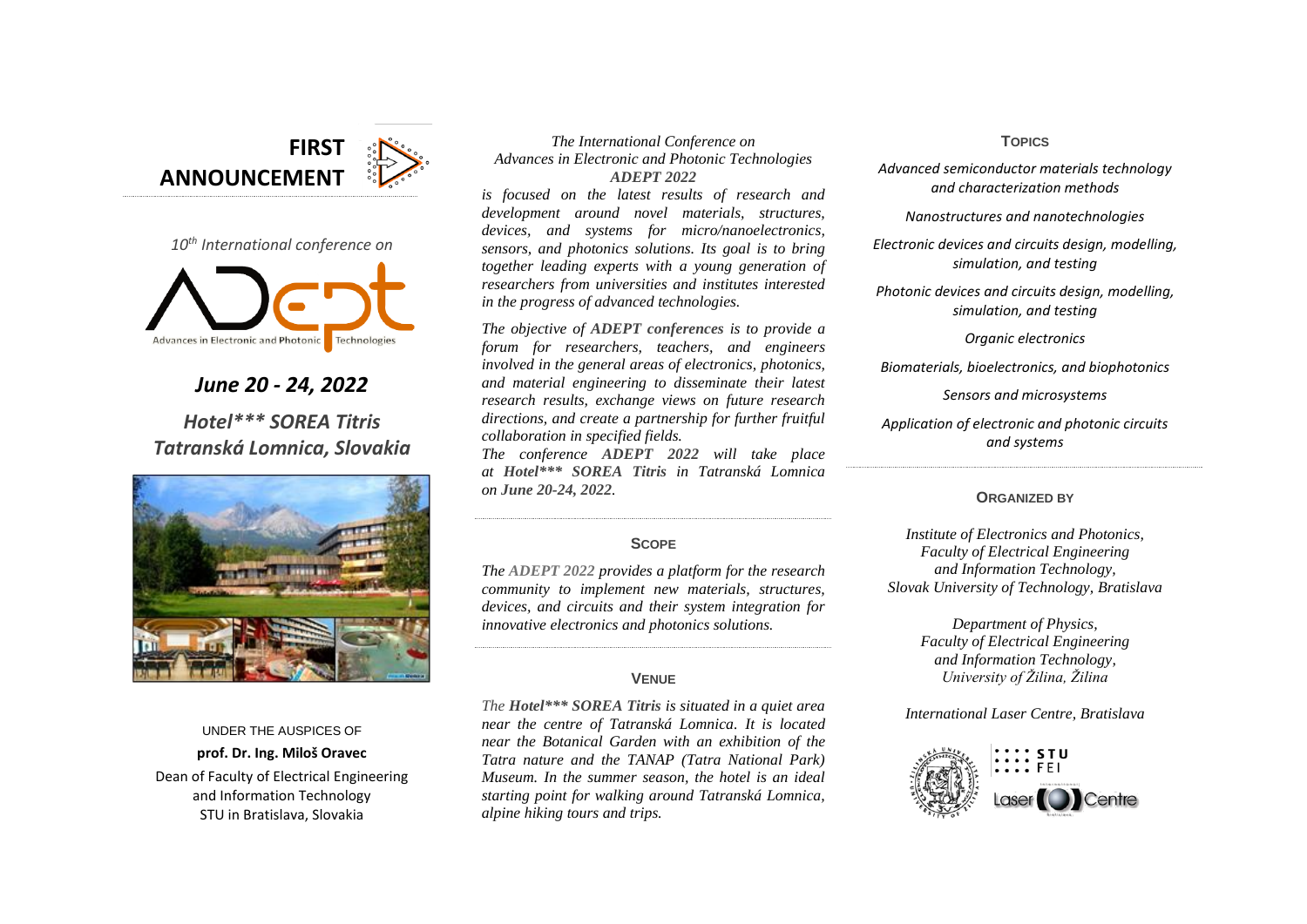# FIRST ANNOUNCEMENT

*10th International conference on*

ADept

Advances in Electronic and Photonic Technologies

## *June 20 - 24, 2022*

## *Hotel\*\*\* SOREA Titris Tatranská Lomnica, Slovakia*

UNDER THE AUSPICES OF

**prof. Dr. Ing. Miloš Oravec**

Dean of Faculty of Electrical Engineering and Information Technology STU in Bratislava, Slovakia

*The International Conference on Advances in Electronic and Photonic Technologies* ***ADEPT 2022***

*is focused on the latest results of research and development around novel materials, structures, devices, and systems for micro/nanoelectronics, sensors, and photonics solutions. Its goal is to bring together leading experts with a young generation of researchers from universities and institutes interested in the progress of advanced technologies.*

*The objective of **ADEPT conferences** is to provide a forum for researchers, teachers, and engineers involved in the general areas of electronics, photonics, and material engineering to disseminate their latest research results, exchange views on future research directions, and create a partnership for further fruitful collaboration in specified fields.*

*The conference **ADEPT 2022** will take place at **Hotel\*\*\* SOREA Titris** in Tatranská Lomnica on **June 20-24, 2022**.*

### SCOPE

*The ADEPT 2022 provides a platform for the research community to implement new materials, structures, devices, and circuits and their system integration for innovative electronics and photonics solutions.*

### VENUE

*The **Hotel\*\*\* SOREA Titris** is situated in a quiet area near the centre of Tatranská Lomnica. It is located near the Botanical Garden with an exhibition of the Tatra nature and the TANAP (Tatra National Park) Museum. In the summer season, the hotel is an ideal starting point for walking around Tatranská Lomnica, alpine hiking tours and trips.*

### TOPICS

*Advanced semiconductor materials technology and characterization methods*

*Nanostructures and nanotechnologies*

*Electronic devices and circuits design, modelling, simulation, and testing*

*Photonic devices and circuits design, modelling, simulation, and testing*

*Organic electronics*

*Biomaterials, bioelectronics, and biophotonics*

*Sensors and microsystems*

*Application of electronic and photonic circuits and systems*

### ORGANIZED BY

*Institute of Electronics and Photonics, Faculty of Electrical Engineering and Information Technology, Slovak University of Technology, Bratislava*

*Department of Physics, Faculty of Electrical Engineering and Information Technology, University of Žilina, Žilina*

*International Laser Centre, Bratislava*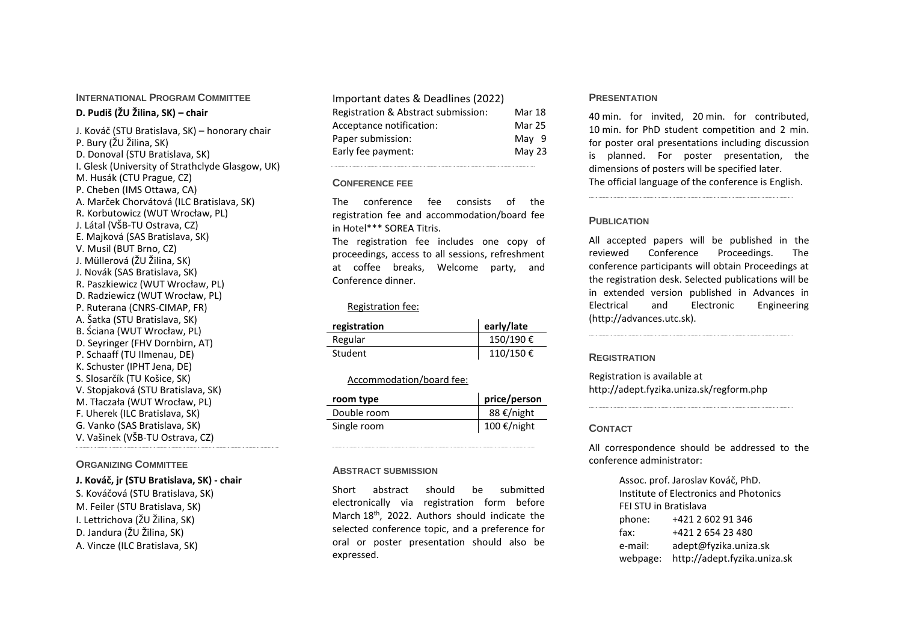## International Program Committee

**D. Pudiš (ŽU Žilina, SK) – chair**

J. Kováč (STU Bratislava, SK) – honorary chair
P. Bury (ŽU Žilina, SK)
D. Donoval (STU Bratislava, SK)
I. Glesk (University of Strathclyde Glasgow, UK)
M. Husák (CTU Prague, CZ)
P. Cheben (IMS Ottawa, CA)
A. Marček Chorvátová (ILC Bratislava, SK)
R. Korbutowicz (WUT Wrocław, PL)
J. Látal (VŠB-TU Ostrava, CZ)
E. Majková (SAS Bratislava, SK)
V. Musil (BUT Brno, CZ)
J. Müllerová (ŽU Žilina, SK)
J. Novák (SAS Bratislava, SK)
R. Paszkiewicz (WUT Wrocław, PL)
D. Radziewicz (WUT Wrocław, PL)
P. Ruterana (CNRS-CIMAP, FR)
A. Šatka (STU Bratislava, SK)
B. Ściana (WUT Wrocław, PL)
D. Seyringer (FHV Dornbirn, AT)
P. Schaaff (TU Ilmenau, DE)
K. Schuster (IPHT Jena, DE)
S. Slosarčík (TU Košice, SK)
V. Stopjaková (STU Bratislava, SK)
M. Tłaczała (WUT Wrocław, PL)
F. Uherek (ILC Bratislava, SK)
G. Vanko (SAS Bratislava, SK)
V. Vašinek (VŠB-TU Ostrava, CZ)

## Organizing Committee

**J. Kováč, jr (STU Bratislava, SK) - chair**

S. Kováčová (STU Bratislava, SK)
M. Feiler (STU Bratislava, SK)
I. Lettrichova (ŽU Žilina, SK)
D. Jandura (ŽU Žilina, SK)
A. Vincze (ILC Bratislava, SK)

## Important dates & Deadlines (2022)

| | |
|---|---|
| Registration & Abstract submission: | Mar 18 |
| Acceptance notification: | Mar 25 |
| Paper submission: | May 9 |
| Early fee payment: | May 23 |

## Conference fee

The conference fee consists of the registration fee and accommodation/board fee in Hotel*** SOREA Titris.

The registration fee includes one copy of proceedings, access to all sessions, refreshment at coffee breaks, Welcome party, and Conference dinner.

Registration fee:

| registration | early/late |
|---|---|
| Regular | 150/190 € |
| Student | 110/150 € |

Accommodation/board fee:

| room type | price/person |
|---|---|
| Double room | 88 €/night |
| Single room | 100 €/night |

## Abstract submission

Short abstract should be submitted electronically via registration form before March 18th, 2022. Authors should indicate the selected conference topic, and a preference for oral or poster presentation should also be expressed.

## Presentation

40 min. for invited, 20 min. for contributed, 10 min. for PhD student competition and 2 min. for poster oral presentations including discussion is planned. For poster presentation, the dimensions of posters will be specified later.
The official language of the conference is English.

## Publication

All accepted papers will be published in the reviewed Conference Proceedings. The conference participants will obtain Proceedings at the registration desk. Selected publications will be in extended version published in Advances in Electrical and Electronic Engineering (http://advances.utc.sk).

## Registration

Registration is available at
http://adept.fyzika.uniza.sk/regform.php

## Contact

All correspondence should be addressed to the conference administrator:

Assoc. prof. Jaroslav Kováč, PhD.
Institute of Electronics and Photonics
FEI STU in Bratislava

| | |
|---|---|
| phone: | +421 2 602 91 346 |
| fax: | +421 2 654 23 480 |
| e-mail: | adept@fyzika.uniza.sk |
| webpage: | http://adept.fyzika.uniza.sk |